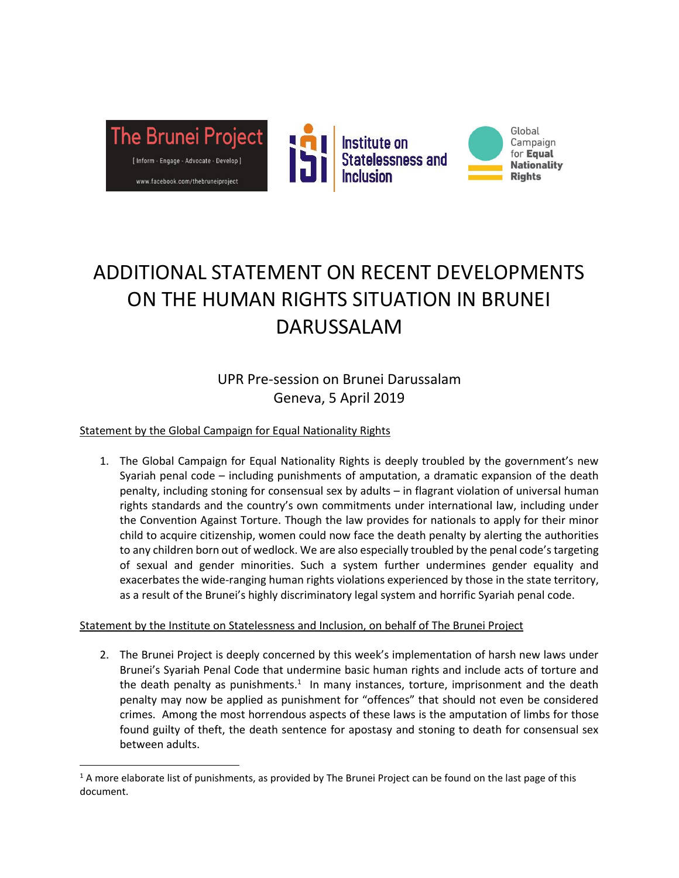# ADDITIONAL STATEMENT ON RECENT DEVELOPMENTS ON THE HUMAN RIGHTS SITUATION IN BRUNEI DARUSSALAM

UPR Pre-session on Brunei Darussalam
Geneva, 5 April 2019

Statement by the Global Campaign for Equal Nationality Rights

1. The Global Campaign for Equal Nationality Rights is deeply troubled by the government's new Syariah penal code – including punishments of amputation, a dramatic expansion of the death penalty, including stoning for consensual sex by adults – in flagrant violation of universal human rights standards and the country's own commitments under international law, including under the Convention Against Torture. Though the law provides for nationals to apply for their minor child to acquire citizenship, women could now face the death penalty by alerting the authorities to any children born out of wedlock. We are also especially troubled by the penal code's targeting of sexual and gender minorities. Such a system further undermines gender equality and exacerbates the wide-ranging human rights violations experienced by those in the state territory, as a result of the Brunei's highly discriminatory legal system and horrific Syariah penal code.

Statement by the Institute on Statelessness and Inclusion, on behalf of The Brunei Project

2. The Brunei Project is deeply concerned by this week's implementation of harsh new laws under Brunei's Syariah Penal Code that undermine basic human rights and include acts of torture and the death penalty as punishments.[1] In many instances, torture, imprisonment and the death penalty may now be applied as punishment for "offences" that should not even be considered crimes. Among the most horrendous aspects of these laws is the amputation of limbs for those found guilty of theft, the death sentence for apostasy and stoning to death for consensual sex between adults.

[1] A more elaborate list of punishments, as provided by The Brunei Project can be found on the last page of this document.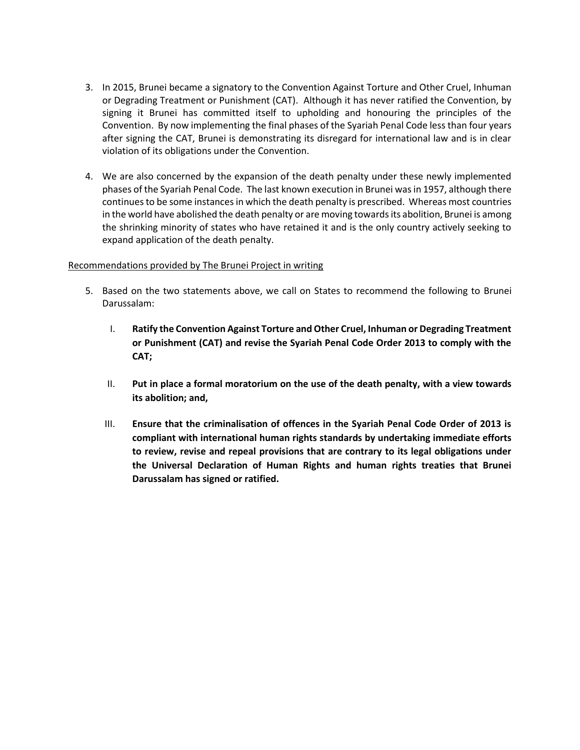3. In 2015, Brunei became a signatory to the Convention Against Torture and Other Cruel, Inhuman or Degrading Treatment or Punishment (CAT). Although it has never ratified the Convention, by signing it Brunei has committed itself to upholding and honouring the principles of the Convention. By now implementing the final phases of the Syariah Penal Code less than four years after signing the CAT, Brunei is demonstrating its disregard for international law and is in clear violation of its obligations under the Convention.

4. We are also concerned by the expansion of the death penalty under these newly implemented phases of the Syariah Penal Code. The last known execution in Brunei was in 1957, although there continues to be some instances in which the death penalty is prescribed. Whereas most countries in the world have abolished the death penalty or are moving towards its abolition, Brunei is among the shrinking minority of states who have retained it and is the only country actively seeking to expand application of the death penalty.

<u>Recommendations provided by The Brunei Project in writing</u>

5. Based on the two statements above, we call on States to recommend the following to Brunei Darussalam:

   I. **Ratify the Convention Against Torture and Other Cruel, Inhuman or Degrading Treatment or Punishment (CAT) and revise the Syariah Penal Code Order 2013 to comply with the CAT;**

   II. **Put in place a formal moratorium on the use of the death penalty, with a view towards its abolition; and,**

   III. **Ensure that the criminalisation of offences in the Syariah Penal Code Order of 2013 is compliant with international human rights standards by undertaking immediate efforts to review, revise and repeal provisions that are contrary to its legal obligations under the Universal Declaration of Human Rights and human rights treaties that Brunei Darussalam has signed or ratified.**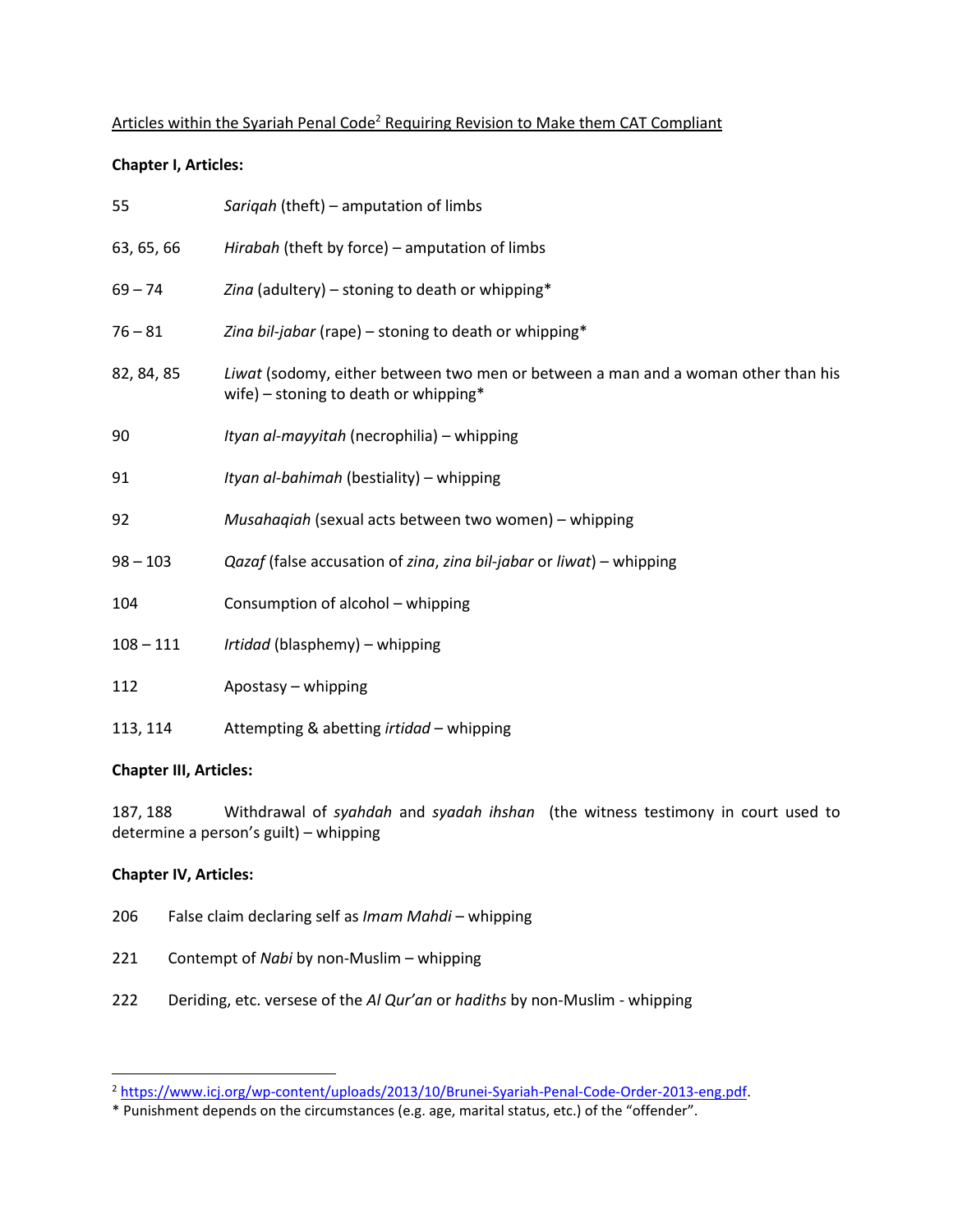Articles within the Syariah Penal Code[2] Requiring Revision to Make them CAT Compliant

**Chapter I, Articles:**

| | |
|---|---|
| 55 | *Sariqah* (theft) – amputation of limbs |
| 63, 65, 66 | *Hirabah* (theft by force) – amputation of limbs |
| 69 – 74 | *Zina* (adultery) – stoning to death or whipping* |
| 76 – 81 | *Zina bil-jabar* (rape) – stoning to death or whipping* |
| 82, 84, 85 | *Liwat* (sodomy, either between two men or between a man and a woman other than his wife) – stoning to death or whipping* |
| 90 | *Ityan al-mayyitah* (necrophilia) – whipping |
| 91 | *Ityan al-bahimah* (bestiality) – whipping |
| 92 | *Musahaqiah* (sexual acts between two women) – whipping |
| 98 – 103 | *Qazaf* (false accusation of *zina*, *zina bil-jabar* or *liwat*) – whipping |
| 104 | Consumption of alcohol – whipping |
| 108 – 111 | *Irtidad* (blasphemy) – whipping |
| 112 | Apostasy – whipping |
| 113, 114 | Attempting & abetting *irtidad* – whipping |

**Chapter III, Articles:**

187, 188 Withdrawal of *syahdah* and *syadah ihshan* (the witness testimony in court used to determine a person's guilt) – whipping

**Chapter IV, Articles:**

| | |
|---|---|
| 206 | False claim declaring self as *Imam Mahdi* – whipping |
| 221 | Contempt of *Nabi* by non-Muslim – whipping |
| 222 | Deriding, etc. versese of the *Al Qur'an* or *hadiths* by non-Muslim - whipping |

[2] https://www.icj.org/wp-content/uploads/2013/10/Brunei-Syariah-Penal-Code-Order-2013-eng.pdf.

* Punishment depends on the circumstances (e.g. age, marital status, etc.) of the "offender".